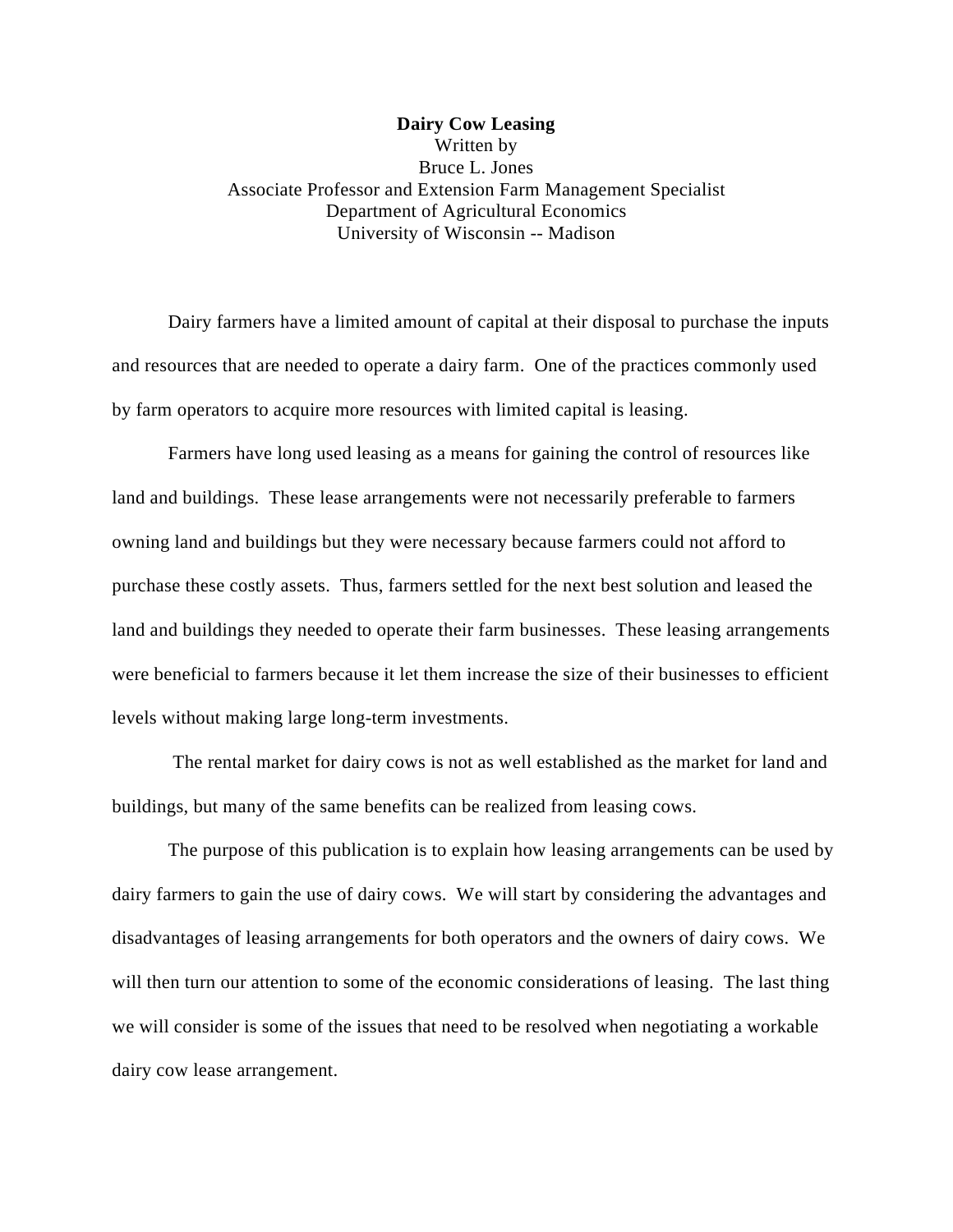# Dairy Cow Leasing

Written by
Bruce L. Jones
Associate Professor and Extension Farm Management Specialist
Department of Agricultural Economics
University of Wisconsin -- Madison

Dairy farmers have a limited amount of capital at their disposal to purchase the inputs and resources that are needed to operate a dairy farm. One of the practices commonly used by farm operators to acquire more resources with limited capital is leasing.

Farmers have long used leasing as a means for gaining the control of resources like land and buildings. These lease arrangements were not necessarily preferable to farmers owning land and buildings but they were necessary because farmers could not afford to purchase these costly assets. Thus, farmers settled for the next best solution and leased the land and buildings they needed to operate their farm businesses. These leasing arrangements were beneficial to farmers because it let them increase the size of their businesses to efficient levels without making large long-term investments.

The rental market for dairy cows is not as well established as the market for land and buildings, but many of the same benefits can be realized from leasing cows.

The purpose of this publication is to explain how leasing arrangements can be used by dairy farmers to gain the use of dairy cows. We will start by considering the advantages and disadvantages of leasing arrangements for both operators and the owners of dairy cows. We will then turn our attention to some of the economic considerations of leasing. The last thing we will consider is some of the issues that need to be resolved when negotiating a workable dairy cow lease arrangement.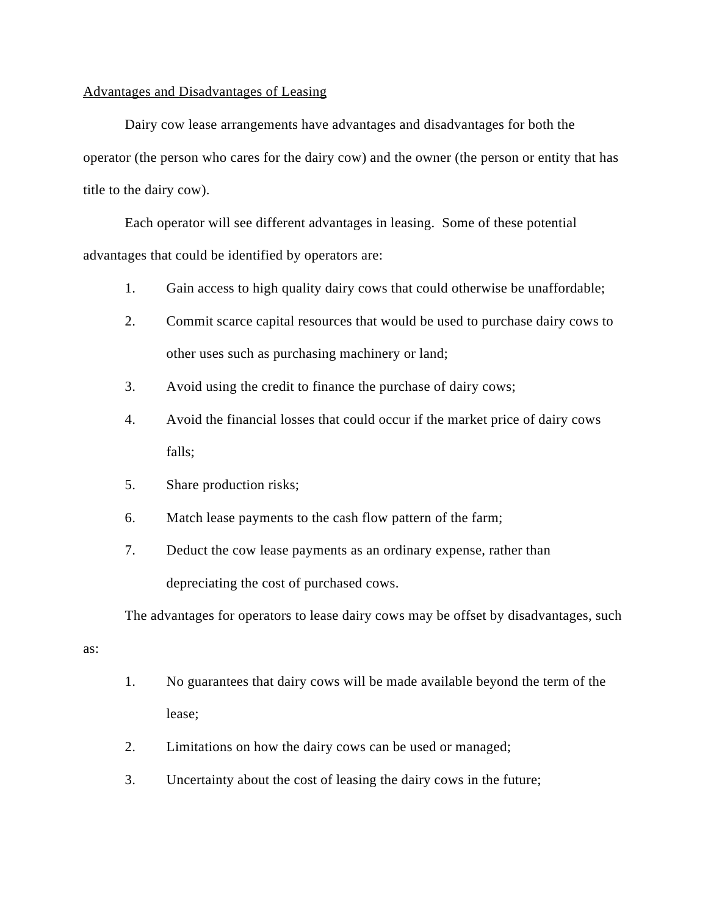## Advantages and Disadvantages of Leasing

Dairy cow lease arrangements have advantages and disadvantages for both the operator (the person who cares for the dairy cow) and the owner (the person or entity that has title to the dairy cow).

Each operator will see different advantages in leasing. Some of these potential advantages that could be identified by operators are:

1. Gain access to high quality dairy cows that could otherwise be unaffordable;
2. Commit scarce capital resources that would be used to purchase dairy cows to other uses such as purchasing machinery or land;
3. Avoid using the credit to finance the purchase of dairy cows;
4. Avoid the financial losses that could occur if the market price of dairy cows falls;
5. Share production risks;
6. Match lease payments to the cash flow pattern of the farm;
7. Deduct the cow lease payments as an ordinary expense, rather than depreciating the cost of purchased cows.

The advantages for operators to lease dairy cows may be offset by disadvantages, such as:

1. No guarantees that dairy cows will be made available beyond the term of the lease;
2. Limitations on how the dairy cows can be used or managed;
3. Uncertainty about the cost of leasing the dairy cows in the future;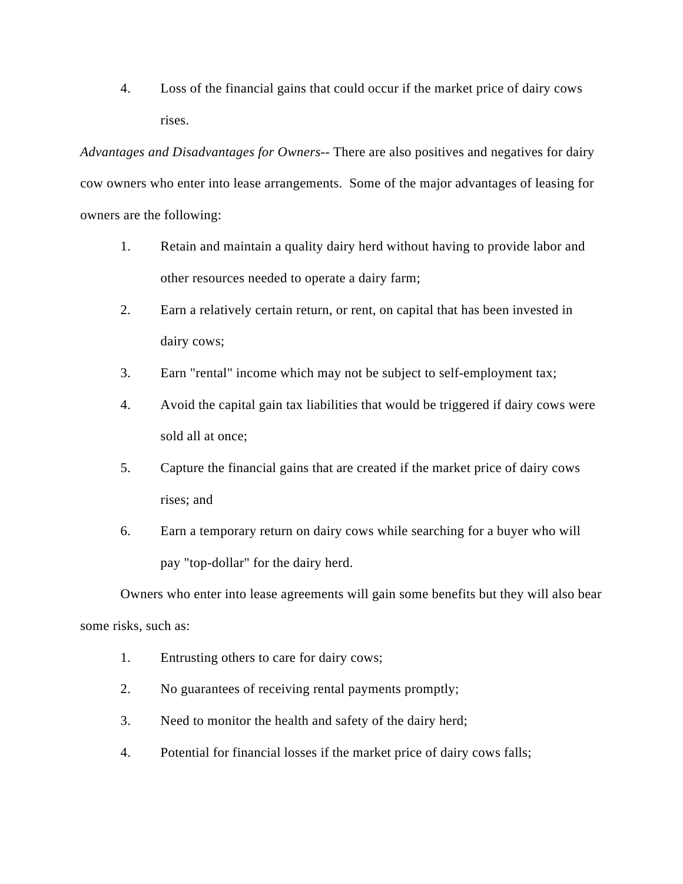4. Loss of the financial gains that could occur if the market price of dairy cows rises.

*Advantages and Disadvantages for Owners*-- There are also positives and negatives for dairy cow owners who enter into lease arrangements. Some of the major advantages of leasing for owners are the following:

1. Retain and maintain a quality dairy herd without having to provide labor and other resources needed to operate a dairy farm;
2. Earn a relatively certain return, or rent, on capital that has been invested in dairy cows;
3. Earn "rental" income which may not be subject to self-employment tax;
4. Avoid the capital gain tax liabilities that would be triggered if dairy cows were sold all at once;
5. Capture the financial gains that are created if the market price of dairy cows rises; and
6. Earn a temporary return on dairy cows while searching for a buyer who will pay "top-dollar" for the dairy herd.

Owners who enter into lease agreements will gain some benefits but they will also bear some risks, such as:

1. Entrusting others to care for dairy cows;
2. No guarantees of receiving rental payments promptly;
3. Need to monitor the health and safety of the dairy herd;
4. Potential for financial losses if the market price of dairy cows falls;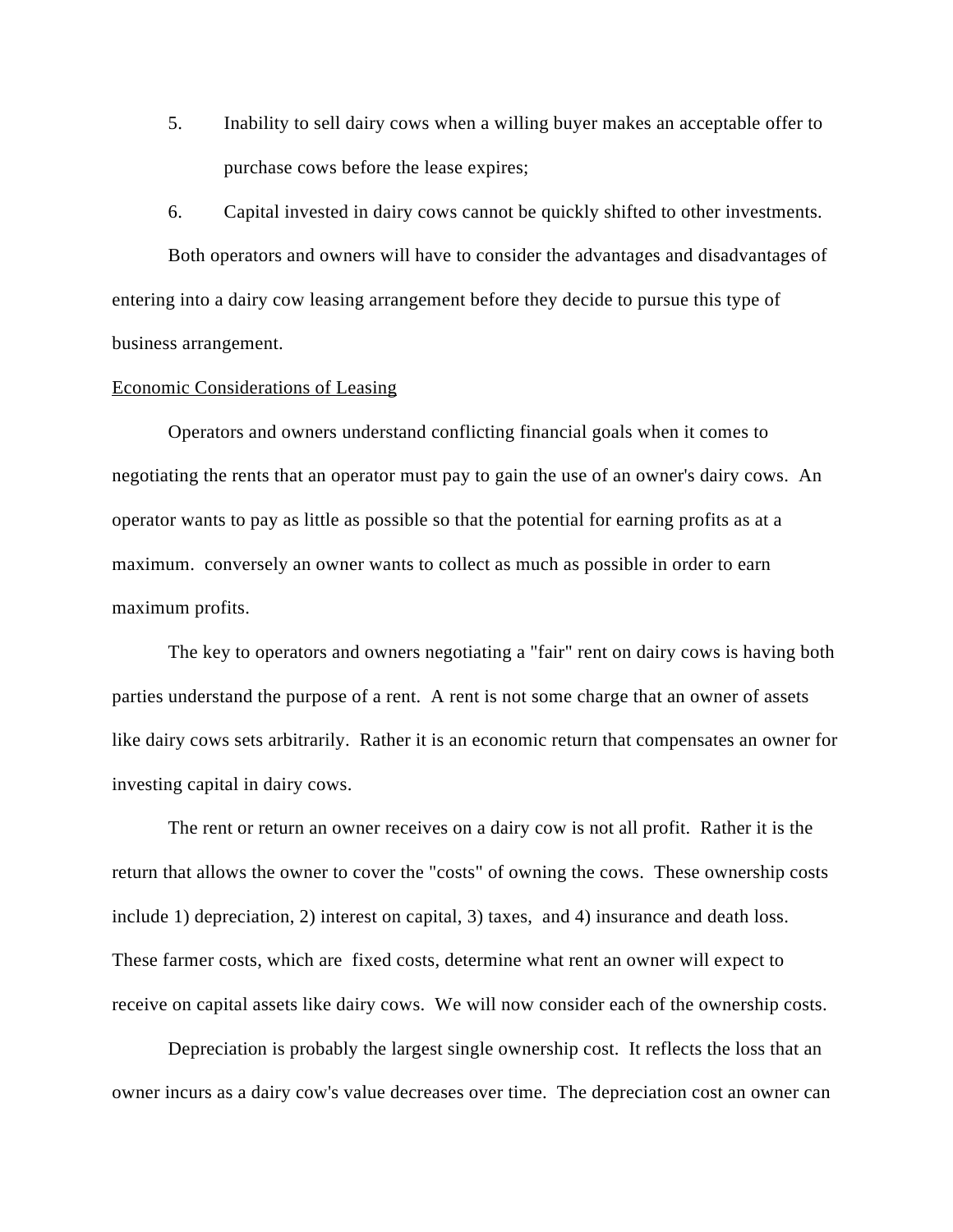5. Inability to sell dairy cows when a willing buyer makes an acceptable offer to purchase cows before the lease expires;

6. Capital invested in dairy cows cannot be quickly shifted to other investments.

Both operators and owners will have to consider the advantages and disadvantages of entering into a dairy cow leasing arrangement before they decide to pursue this type of business arrangement.

<u>Economic Considerations of Leasing</u>

Operators and owners understand conflicting financial goals when it comes to negotiating the rents that an operator must pay to gain the use of an owner's dairy cows. An operator wants to pay as little as possible so that the potential for earning profits as at a maximum. conversely an owner wants to collect as much as possible in order to earn maximum profits.

The key to operators and owners negotiating a "fair" rent on dairy cows is having both parties understand the purpose of a rent. A rent is not some charge that an owner of assets like dairy cows sets arbitrarily. Rather it is an economic return that compensates an owner for investing capital in dairy cows.

The rent or return an owner receives on a dairy cow is not all profit. Rather it is the return that allows the owner to cover the "costs" of owning the cows. These ownership costs include 1) depreciation, 2) interest on capital, 3) taxes, and 4) insurance and death loss. These farmer costs, which are fixed costs, determine what rent an owner will expect to receive on capital assets like dairy cows. We will now consider each of the ownership costs.

Depreciation is probably the largest single ownership cost. It reflects the loss that an owner incurs as a dairy cow's value decreases over time. The depreciation cost an owner can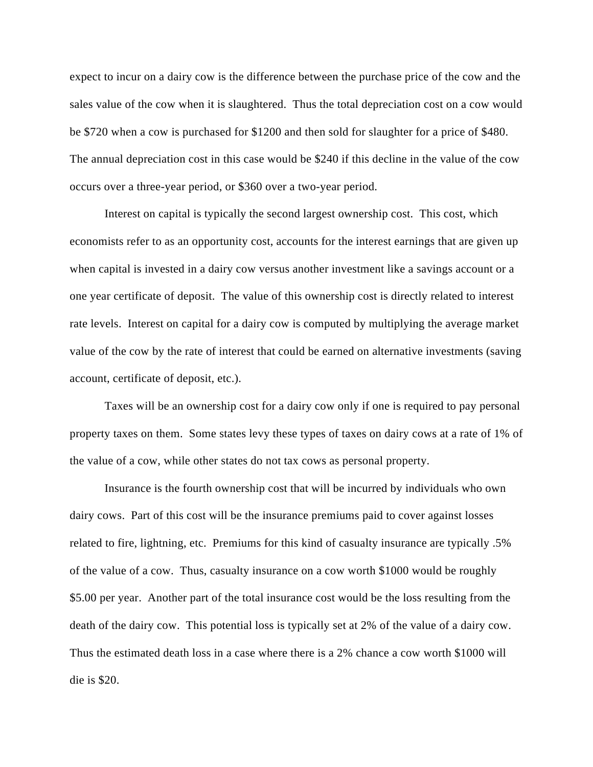expect to incur on a dairy cow is the difference between the purchase price of the cow and the sales value of the cow when it is slaughtered. Thus the total depreciation cost on a cow would be $720 when a cow is purchased for $1200 and then sold for slaughter for a price of $480. The annual depreciation cost in this case would be $240 if this decline in the value of the cow occurs over a three-year period, or $360 over a two-year period.

Interest on capital is typically the second largest ownership cost. This cost, which economists refer to as an opportunity cost, accounts for the interest earnings that are given up when capital is invested in a dairy cow versus another investment like a savings account or a one year certificate of deposit. The value of this ownership cost is directly related to interest rate levels. Interest on capital for a dairy cow is computed by multiplying the average market value of the cow by the rate of interest that could be earned on alternative investments (saving account, certificate of deposit, etc.).

Taxes will be an ownership cost for a dairy cow only if one is required to pay personal property taxes on them. Some states levy these types of taxes on dairy cows at a rate of 1% of the value of a cow, while other states do not tax cows as personal property.

Insurance is the fourth ownership cost that will be incurred by individuals who own dairy cows. Part of this cost will be the insurance premiums paid to cover against losses related to fire, lightning, etc. Premiums for this kind of casualty insurance are typically .5% of the value of a cow. Thus, casualty insurance on a cow worth $1000 would be roughly $5.00 per year. Another part of the total insurance cost would be the loss resulting from the death of the dairy cow. This potential loss is typically set at 2% of the value of a dairy cow. Thus the estimated death loss in a case where there is a 2% chance a cow worth $1000 will die is $20.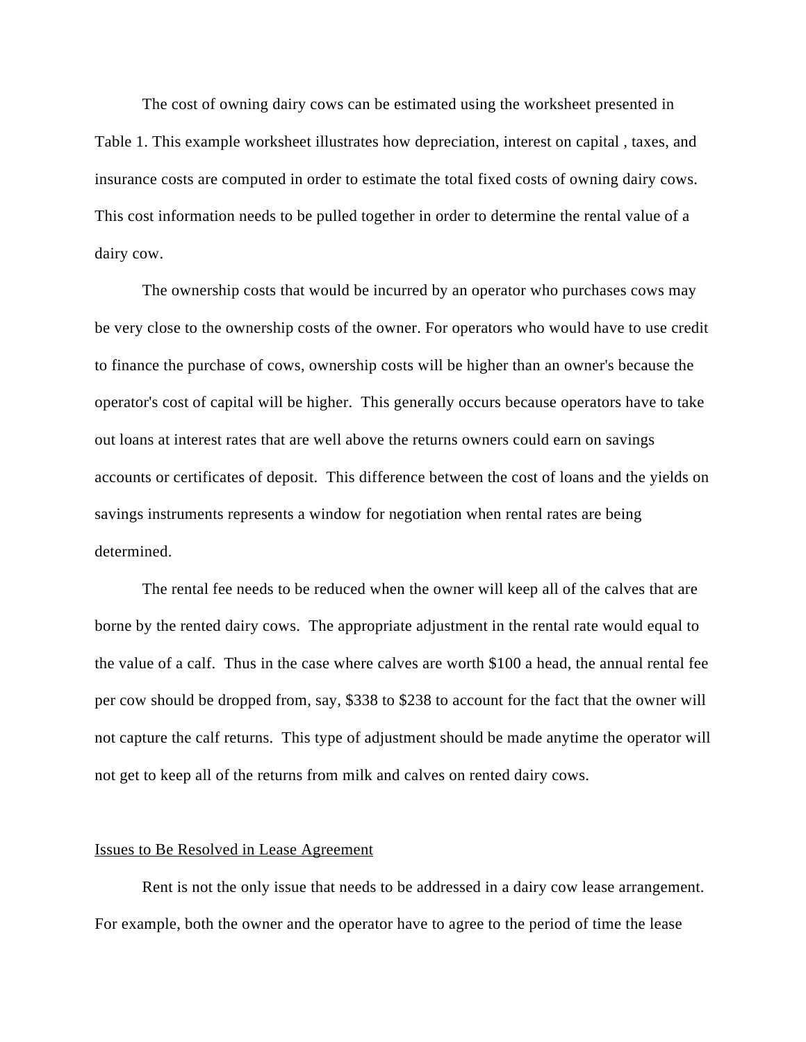The cost of owning dairy cows can be estimated using the worksheet presented in Table 1. This example worksheet illustrates how depreciation, interest on capital , taxes, and insurance costs are computed in order to estimate the total fixed costs of owning dairy cows. This cost information needs to be pulled together in order to determine the rental value of a dairy cow.

The ownership costs that would be incurred by an operator who purchases cows may be very close to the ownership costs of the owner. For operators who would have to use credit to finance the purchase of cows, ownership costs will be higher than an owner's because the operator's cost of capital will be higher. This generally occurs because operators have to take out loans at interest rates that are well above the returns owners could earn on savings accounts or certificates of deposit. This difference between the cost of loans and the yields on savings instruments represents a window for negotiation when rental rates are being determined.

The rental fee needs to be reduced when the owner will keep all of the calves that are borne by the rented dairy cows. The appropriate adjustment in the rental rate would equal to the value of a calf. Thus in the case where calves are worth $100 a head, the annual rental fee per cow should be dropped from, say, $338 to $238 to account for the fact that the owner will not capture the calf returns. This type of adjustment should be made anytime the operator will not get to keep all of the returns from milk and calves on rented dairy cows.

<u>Issues to Be Resolved in Lease Agreement</u>

Rent is not the only issue that needs to be addressed in a dairy cow lease arrangement. For example, both the owner and the operator have to agree to the period of time the lease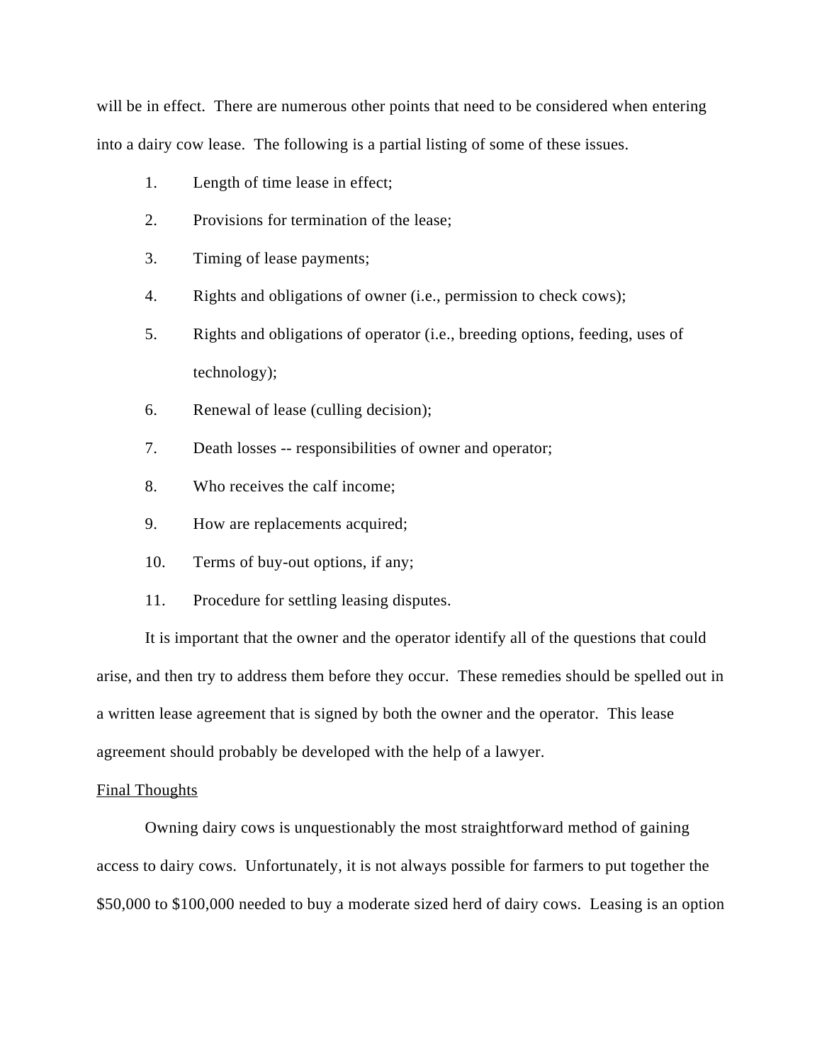will be in effect. There are numerous other points that need to be considered when entering into a dairy cow lease. The following is a partial listing of some of these issues.

1. Length of time lease in effect;
2. Provisions for termination of the lease;
3. Timing of lease payments;
4. Rights and obligations of owner (i.e., permission to check cows);
5. Rights and obligations of operator (i.e., breeding options, feeding, uses of technology);
6. Renewal of lease (culling decision);
7. Death losses -- responsibilities of owner and operator;
8. Who receives the calf income;
9. How are replacements acquired;
10. Terms of buy-out options, if any;
11. Procedure for settling leasing disputes.

It is important that the owner and the operator identify all of the questions that could arise, and then try to address them before they occur. These remedies should be spelled out in a written lease agreement that is signed by both the owner and the operator. This lease agreement should probably be developed with the help of a lawyer.

<u>Final Thoughts</u>

Owning dairy cows is unquestionably the most straightforward method of gaining access to dairy cows. Unfortunately, it is not always possible for farmers to put together the $50,000 to $100,000 needed to buy a moderate sized herd of dairy cows. Leasing is an option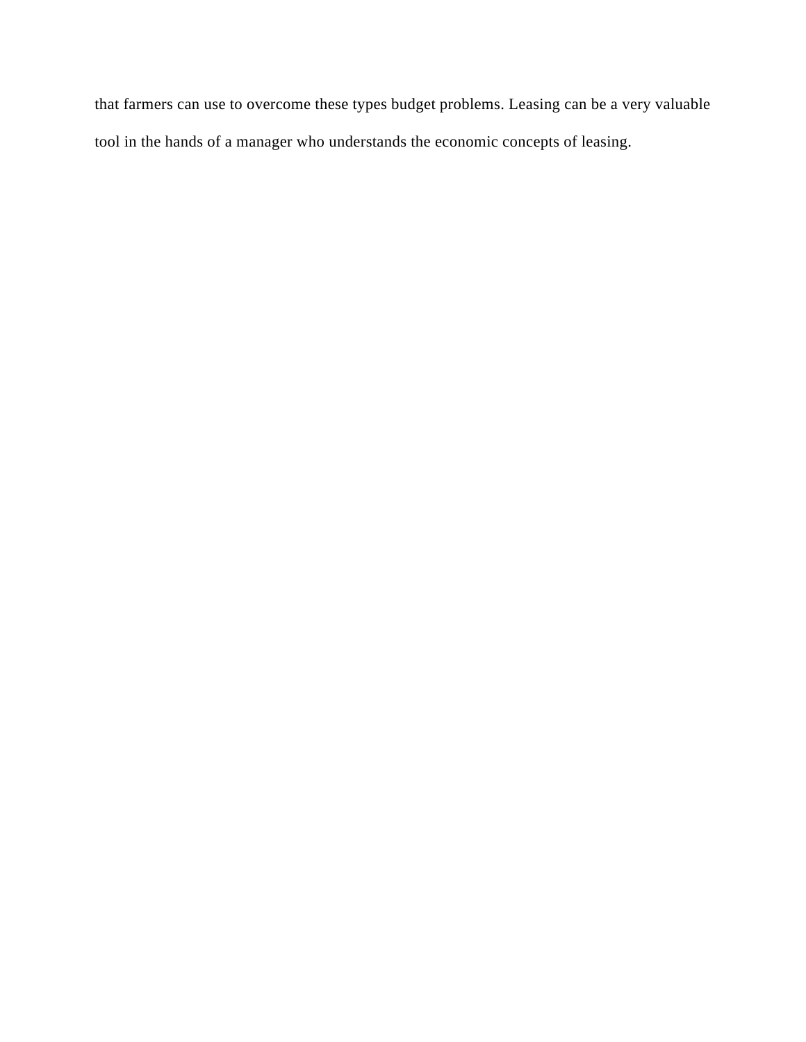that farmers can use to overcome these types budget problems. Leasing can be a very valuable tool in the hands of a manager who understands the economic concepts of leasing.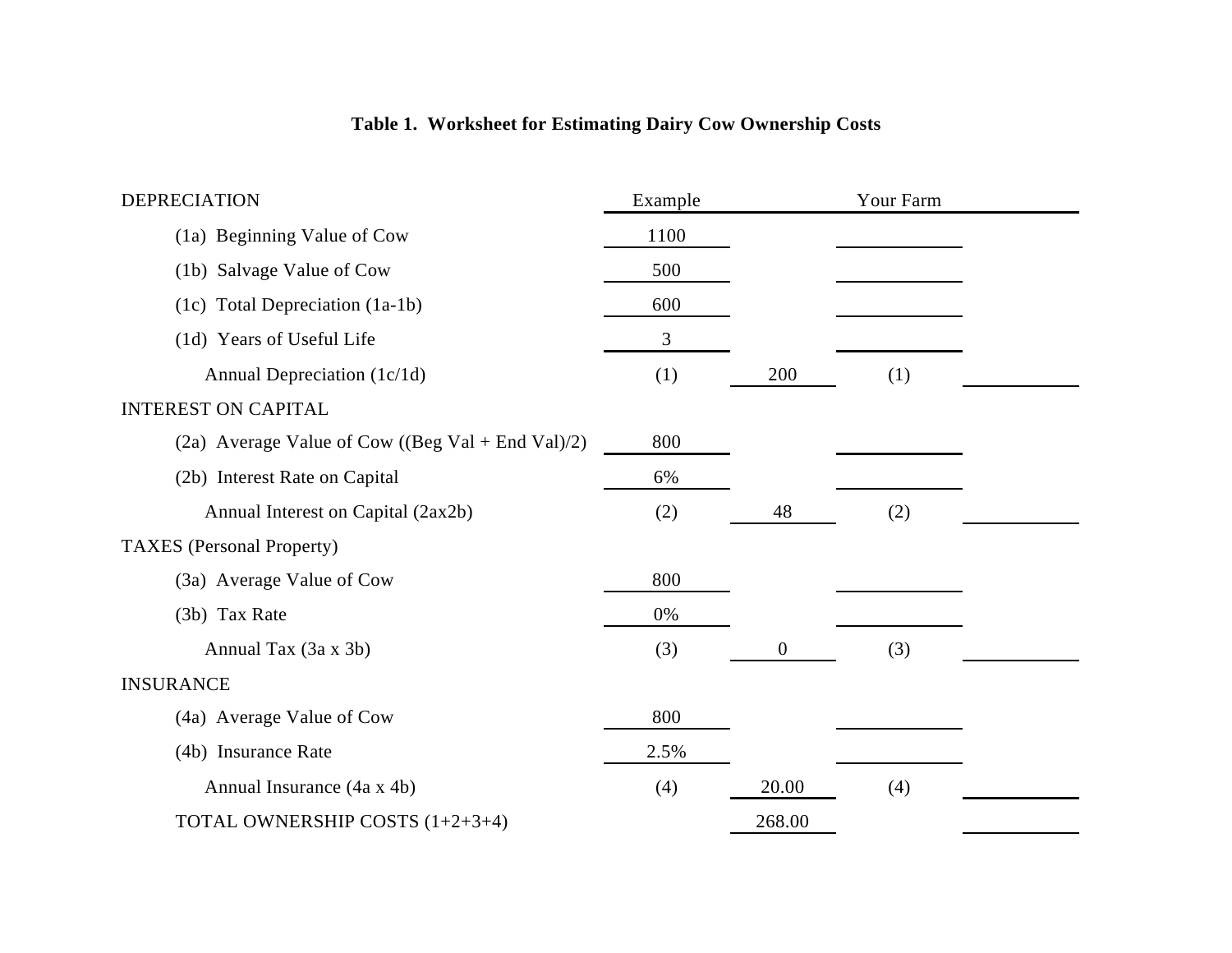**Table 1. Worksheet for Estimating Dairy Cow Ownership Costs**

| DEPRECIATION | Example | | Your Farm | |
|---|---|---|---|---|
| (1a) Beginning Value of Cow | 1100 | | | |
| (1b) Salvage Value of Cow | 500 | | | |
| (1c) Total Depreciation (1a-1b) | 600 | | | |
| (1d) Years of Useful Life | 3 | | | |
| Annual Depreciation (1c/1d) | (1) | 200 | (1) | |
| **INTEREST ON CAPITAL** | | | | |
| (2a) Average Value of Cow ((Beg Val + End Val)/2) | 800 | | | |
| (2b) Interest Rate on Capital | 6% | | | |
| Annual Interest on Capital (2ax2b) | (2) | 48 | (2) | |
| **TAXES (Personal Property)** | | | | |
| (3a) Average Value of Cow | 800 | | | |
| (3b) Tax Rate | 0% | | | |
| Annual Tax (3a x 3b) | (3) | 0 | (3) | |
| **INSURANCE** | | | | |
| (4a) Average Value of Cow | 800 | | | |
| (4b) Insurance Rate | 2.5% | | | |
| Annual Insurance (4a x 4b) | (4) | 20.00 | (4) | |
| TOTAL OWNERSHIP COSTS (1+2+3+4) | | 268.00 | | |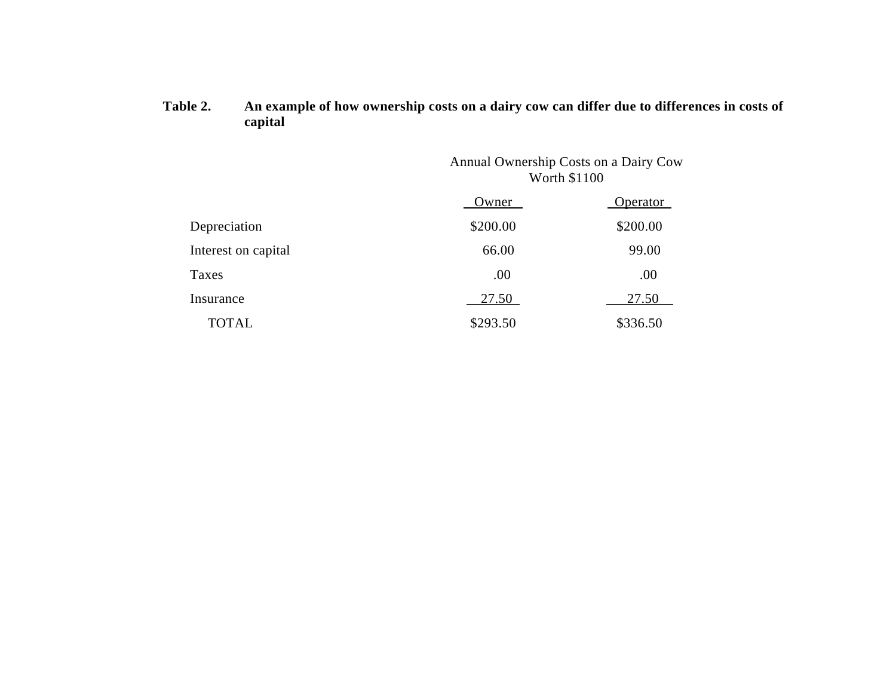**Table 2.** **An example of how ownership costs on a dairy cow can differ due to differences in costs of capital**

| | Annual Ownership Costs on a Dairy Cow Worth $1100 | |
|---|---|---|
| | Owner | Operator |
| Depreciation | $200.00 | $200.00 |
| Interest on capital | 66.00 | 99.00 |
| Taxes | .00 | .00 |
| Insurance | 27.50 | 27.50 |
| TOTAL | $293.50 | $336.50 |